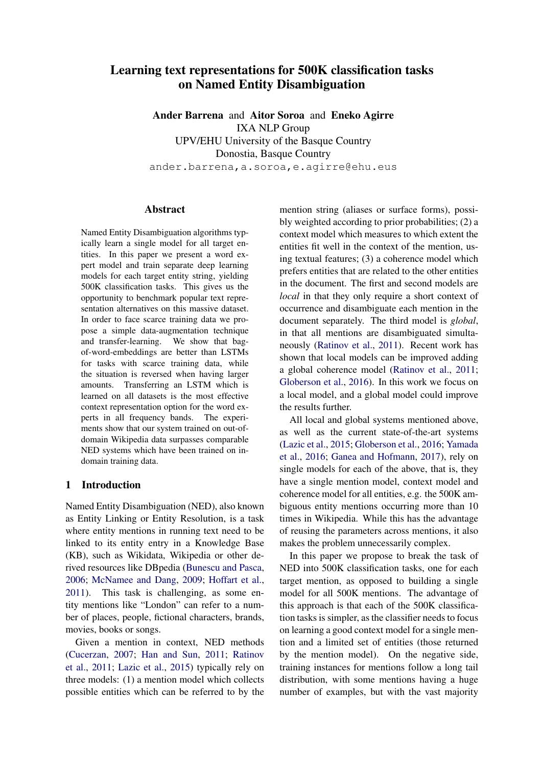# Learning text representations for 500K classification tasks on Named Entity Disambiguation

**Ander Barrena** and **Aitor Soroa** and **Eneko Agirre**
IXA NLP Group
UPV/EHU University of the Basque Country
Donostia, Basque Country
ander.barrena,a.soroa,e.agirre@ehu.eus

## Abstract

Named Entity Disambiguation algorithms typically learn a single model for all target entities. In this paper we present a word expert model and train separate deep learning models for each target entity string, yielding 500K classification tasks. This gives us the opportunity to benchmark popular text representation alternatives on this massive dataset. In order to face scarce training data we propose a simple data-augmentation technique and transfer-learning. We show that bag-of-word-embeddings are better than LSTMs for tasks with scarce training data, while the situation is reversed when having larger amounts. Transferring an LSTM which is learned on all datasets is the most effective context representation option for the word experts in all frequency bands. The experiments show that our system trained on out-of-domain Wikipedia data surpasses comparable NED systems which have been trained on in-domain training data.

## 1 Introduction

Named Entity Disambiguation (NED), also known as Entity Linking or Entity Resolution, is a task where entity mentions in running text need to be linked to its entity entry in a Knowledge Base (KB), such as Wikidata, Wikipedia or other derived resources like DBpedia (Bunescu and Pasca, 2006; McNamee and Dang, 2009; Hoffart et al., 2011). This task is challenging, as some entity mentions like "London" can refer to a number of places, people, fictional characters, brands, movies, books or songs.

Given a mention in context, NED methods (Cucerzan, 2007; Han and Sun, 2011; Ratinov et al., 2011; Lazic et al., 2015) typically rely on three models: (1) a mention model which collects possible entities which can be referred to by the mention string (aliases or surface forms), possibly weighted according to prior probabilities; (2) a context model which measures to which extent the entities fit well in the context of the mention, using textual features; (3) a coherence model which prefers entities that are related to the other entities in the document. The first and second models are *local* in that they only require a short context of occurrence and disambiguate each mention in the document separately. The third model is *global*, in that all mentions are disambiguated simultaneously (Ratinov et al., 2011). Recent work has shown that local models can be improved adding a global coherence model (Ratinov et al., 2011; Globerson et al., 2016). In this work we focus on a local model, and a global model could improve the results further.

All local and global systems mentioned above, as well as the current state-of-the-art systems (Lazic et al., 2015; Globerson et al., 2016; Yamada et al., 2016; Ganea and Hofmann, 2017), rely on single models for each of the above, that is, they have a single mention model, context model and coherence model for all entities, e.g. the 500K ambiguous entity mentions occurring more than 10 times in Wikipedia. While this has the advantage of reusing the parameters across mentions, it also makes the problem unnecessarily complex.

In this paper we propose to break the task of NED into 500K classification tasks, one for each target mention, as opposed to building a single model for all 500K mentions. The advantage of this approach is that each of the 500K classification tasks is simpler, as the classifier needs to focus on learning a good context model for a single mention and a limited set of entities (those returned by the mention model). On the negative side, training instances for mentions follow a long tail distribution, with some mentions having a huge number of examples, but with the vast majority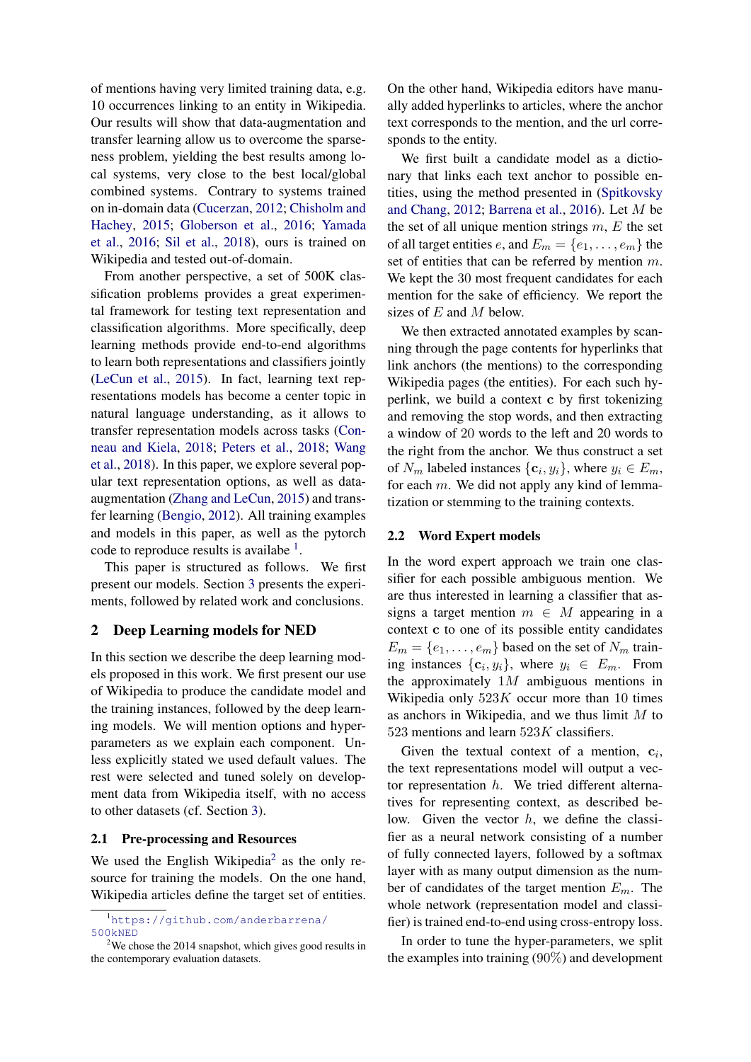of mentions having very limited training data, e.g. 10 occurrences linking to an entity in Wikipedia. Our results will show that data-augmentation and transfer learning allow us to overcome the sparseness problem, yielding the best results among local systems, very close to the best local/global combined systems. Contrary to systems trained on in-domain data (Cucerzan, 2012; Chisholm and Hachey, 2015; Globerson et al., 2016; Yamada et al., 2016; Sil et al., 2018), ours is trained on Wikipedia and tested out-of-domain.

From another perspective, a set of 500K classification problems provides a great experimental framework for testing text representation and classification algorithms. More specifically, deep learning methods provide end-to-end algorithms to learn both representations and classifiers jointly (LeCun et al., 2015). In fact, learning text representations models has become a center topic in natural language understanding, as it allows to transfer representation models across tasks (Conneau and Kiela, 2018; Peters et al., 2018; Wang et al., 2018). In this paper, we explore several popular text representation options, as well as data-augmentation (Zhang and LeCun, 2015) and transfer learning (Bengio, 2012). All training examples and models in this paper, as well as the pytorch code to reproduce results is available [1].

This paper is structured as follows. We first present our models. Section 3 presents the experiments, followed by related work and conclusions.

## 2 Deep Learning models for NED

In this section we describe the deep learning models proposed in this work. We first present our use of Wikipedia to produce the candidate model and the training instances, followed by the deep learning models. We will mention options and hyperparameters as we explain each component. Unless explicitly stated we used default values. The rest were selected and tuned solely on development data from Wikipedia itself, with no access to other datasets (cf. Section 3).

### 2.1 Pre-processing and Resources

We used the English Wikipedia[2] as the only resource for training the models. On the one hand, Wikipedia articles define the target set of entities. On the other hand, Wikipedia editors have manually added hyperlinks to articles, where the anchor text corresponds to the mention, and the url corresponds to the entity.

We first built a candidate model as a dictionary that links each text anchor to possible entities, using the method presented in (Spitkovsky and Chang, 2012; Barrena et al., 2016). Let $M$ be the set of all unique mention strings $m$, $E$ the set of all target entities $e$, and $E_m = \{e_1, \ldots, e_m\}$ the set of entities that can be referred by mention $m$. We kept the 30 most frequent candidates for each mention for the sake of efficiency. We report the sizes of $E$ and $M$ below.

We then extracted annotated examples by scanning through the page contents for hyperlinks that link anchors (the mentions) to the corresponding Wikipedia pages (the entities). For each such hyperlink, we build a context $\mathbf{c}$ by first tokenizing and removing the stop words, and then extracting a window of 20 words to the left and 20 words to the right from the anchor. We thus construct a set of $N_m$ labeled instances $\{\mathbf{c}_i, y_i\}$, where $y_i \in E_m$, for each $m$. We did not apply any kind of lemmatization or stemming to the training contexts.

### 2.2 Word Expert models

In the word expert approach we train one classifier for each possible ambiguous mention. We are thus interested in learning a classifier that assigns a target mention $m \in M$ appearing in a context $\mathbf{c}$ to one of its possible entity candidates $E_m = \{e_1, \ldots, e_m\}$ based on the set of $N_m$ training instances $\{\mathbf{c}_i, y_i\}$, where $y_i \in E_m$. From the approximately $1M$ ambiguous mentions in Wikipedia only $523K$ occur more than 10 times as anchors in Wikipedia, and we thus limit $M$ to 523 mentions and learn $523K$ classifiers.

Given the textual context of a mention, $\mathbf{c}_i$, the text representations model will output a vector representation $h$. We tried different alternatives for representing context, as described below. Given the vector $h$, we define the classifier as a neural network consisting of a number of fully connected layers, followed by a softmax layer with as many output dimension as the number of candidates of the target mention $E_m$. The whole network (representation model and classifier) is trained end-to-end using cross-entropy loss.

In order to tune the hyper-parameters, we split the examples into training (90%) and development

[1] https://github.com/anderbarrena/500kNED

[2] We chose the 2014 snapshot, which gives good results in the contemporary evaluation datasets.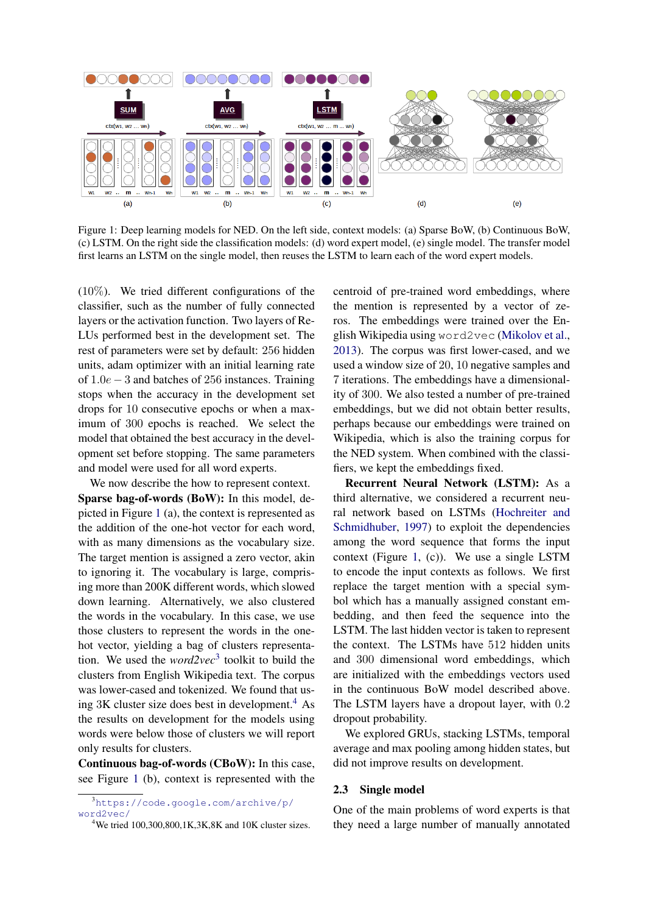Figure 1: Deep learning models for NED. On the left side, context models: (a) Sparse BoW, (b) Continuous BoW, (c) LSTM. On the right side the classification models: (d) word expert model, (e) single model. The transfer model first learns an LSTM on the single model, then reuses the LSTM to learn each of the word expert models.

(10%). We tried different configurations of the classifier, such as the number of fully connected layers or the activation function. Two layers of ReLUs performed best in the development set. The rest of parameters were set by default: 256 hidden units, adam optimizer with an initial learning rate of $1.0e-3$ and batches of 256 instances. Training stops when the accuracy in the development set drops for 10 consecutive epochs or when a maximum of 300 epochs is reached. We select the model that obtained the best accuracy in the development set before stopping. The same parameters and model were used for all word experts.

We now describe the how to represent context.

**Sparse bag-of-words (BoW):** In this model, depicted in Figure 1 (a), the context is represented as the addition of the one-hot vector for each word, with as many dimensions as the vocabulary size. The target mention is assigned a zero vector, akin to ignoring it. The vocabulary is large, comprising more than 200K different words, which slowed down learning. Alternatively, we also clustered the words in the vocabulary. In this case, we use those clusters to represent the words in the one-hot vector, yielding a bag of clusters representation. We used the *word2vec*[3] toolkit to build the clusters from English Wikipedia text. The corpus was lower-cased and tokenized. We found that using 3K cluster size does best in development.[4] As the results on development for the models using words were below those of clusters we will report only results for clusters.

**Continuous bag-of-words (CBoW):** In this case, see Figure 1 (b), context is represented with the centroid of pre-trained word embeddings, where the mention is represented by a vector of zeros. The embeddings were trained over the English Wikipedia using `word2vec` (Mikolov et al., 2013). The corpus was first lower-cased, and we used a window size of 20, 10 negative samples and 7 iterations. The embeddings have a dimensionality of 300. We also tested a number of pre-trained embeddings, but we did not obtain better results, perhaps because our embeddings were trained on Wikipedia, which is also the training corpus for the NED system. When combined with the classifiers, we kept the embeddings fixed.

**Recurrent Neural Network (LSTM):** As a third alternative, we considered a recurrent neural network based on LSTMs (Hochreiter and Schmidhuber, 1997) to exploit the dependencies among the word sequence that forms the input context (Figure 1, (c)). We use a single LSTM to encode the input contexts as follows. We first replace the target mention with a special symbol which has a manually assigned constant embedding, and then feed the sequence into the LSTM. The last hidden vector is taken to represent the context. The LSTMs have 512 hidden units and 300 dimensional word embeddings, which are initialized with the embeddings vectors used in the continuous BoW model described above. The LSTM layers have a dropout layer, with 0.2 dropout probability.

We explored GRUs, stacking LSTMs, temporal average and max pooling among hidden states, but did not improve results on development.

### 2.3 Single model

One of the main problems of word experts is that they need a large number of manually annotated

[3] https://code.google.com/archive/p/word2vec/

[4] We tried 100,300,800,1K,3K,8K and 10K cluster sizes.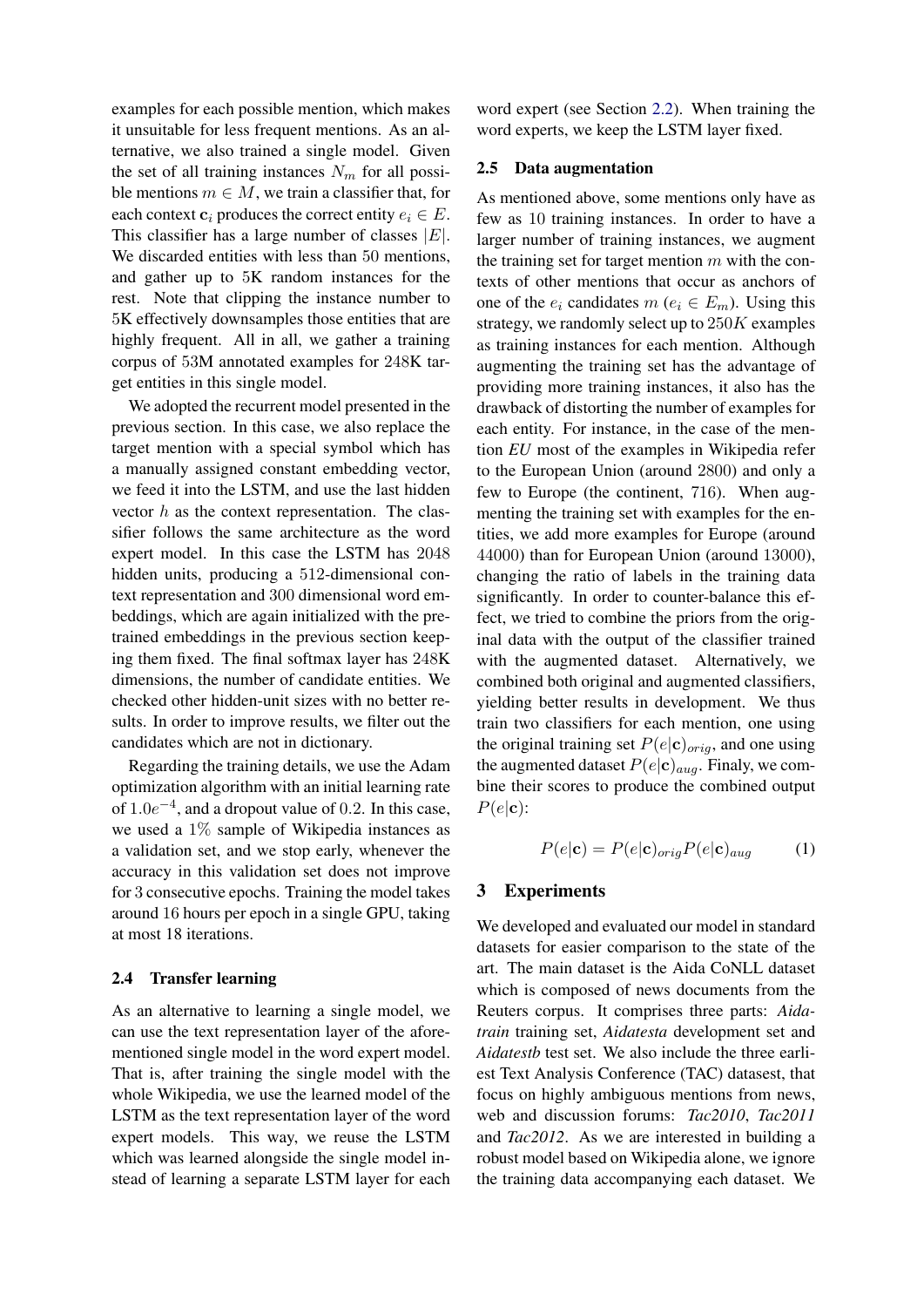examples for each possible mention, which makes it unsuitable for less frequent mentions. As an alternative, we also trained a single model. Given the set of all training instances $N_m$ for all possible mentions $m \in M$, we train a classifier that, for each context $\mathbf{c}_i$ produces the correct entity $e_i \in E$. This classifier has a large number of classes $|E|$. We discarded entities with less than 50 mentions, and gather up to 5K random instances for the rest. Note that clipping the instance number to 5K effectively downsamples those entities that are highly frequent. All in all, we gather a training corpus of 53M annotated examples for 248K target entities in this single model.

We adopted the recurrent model presented in the previous section. In this case, we also replace the target mention with a special symbol which has a manually assigned constant embedding vector, we feed it into the LSTM, and use the last hidden vector $h$ as the context representation. The classifier follows the same architecture as the word expert model. In this case the LSTM has 2048 hidden units, producing a 512-dimensional context representation and 300 dimensional word embeddings, which are again initialized with the pretrained embeddings in the previous section keeping them fixed. The final softmax layer has 248K dimensions, the number of candidate entities. We checked other hidden-unit sizes with no better results. In order to improve results, we filter out the candidates which are not in dictionary.

Regarding the training details, we use the Adam optimization algorithm with an initial learning rate of $1.0e^{-4}$, and a dropout value of 0.2. In this case, we used a 1% sample of Wikipedia instances as a validation set, and we stop early, whenever the accuracy in this validation set does not improve for 3 consecutive epochs. Training the model takes around 16 hours per epoch in a single GPU, taking at most 18 iterations.

### 2.4 Transfer learning

As an alternative to learning a single model, we can use the text representation layer of the aforementioned single model in the word expert model. That is, after training the single model with the whole Wikipedia, we use the learned model of the LSTM as the text representation layer of the word expert models. This way, we reuse the LSTM which was learned alongside the single model instead of learning a separate LSTM layer for each word expert (see Section 2.2). When training the word experts, we keep the LSTM layer fixed.

### 2.5 Data augmentation

As mentioned above, some mentions only have as few as 10 training instances. In order to have a larger number of training instances, we augment the training set for target mention $m$ with the contexts of other mentions that occur as anchors of one of the $e_i$ candidates $m$ ($e_i \in E_m$). Using this strategy, we randomly select up to $250K$ examples as training instances for each mention. Although augmenting the training set has the advantage of providing more training instances, it also has the drawback of distorting the number of examples for each entity. For instance, in the case of the mention *EU* most of the examples in Wikipedia refer to the European Union (around 2800) and only a few to Europe (the continent, 716). When augmenting the training set with examples for the entities, we add more examples for Europe (around 44000) than for European Union (around 13000), changing the ratio of labels in the training data significantly. In order to counter-balance this effect, we tried to combine the priors from the original data with the output of the classifier trained with the augmented dataset. Alternatively, we combined both original and augmented classifiers, yielding better results in development. We thus train two classifiers for each mention, one using the original training set $P(e|\mathbf{c})_{orig}$, and one using the augmented dataset $P(e|\mathbf{c})_{aug}$. Finaly, we combine their scores to produce the combined output $P(e|\mathbf{c})$:

$$P(e|\mathbf{c}) = P(e|\mathbf{c})_{orig} P(e|\mathbf{c})_{aug} \qquad (1)$$

## 3 Experiments

We developed and evaluated our model in standard datasets for easier comparison to the state of the art. The main dataset is the Aida CoNLL dataset which is composed of news documents from the Reuters corpus. It comprises three parts: *Aidatrain* training set, *Aidatesta* development set and *Aidatestb* test set. We also include the three earliest Text Analysis Conference (TAC) datasest, that focus on highly ambiguous mentions from news, web and discussion forums: *Tac2010*, *Tac2011* and *Tac2012*. As we are interested in building a robust model based on Wikipedia alone, we ignore the training data accompanying each dataset. We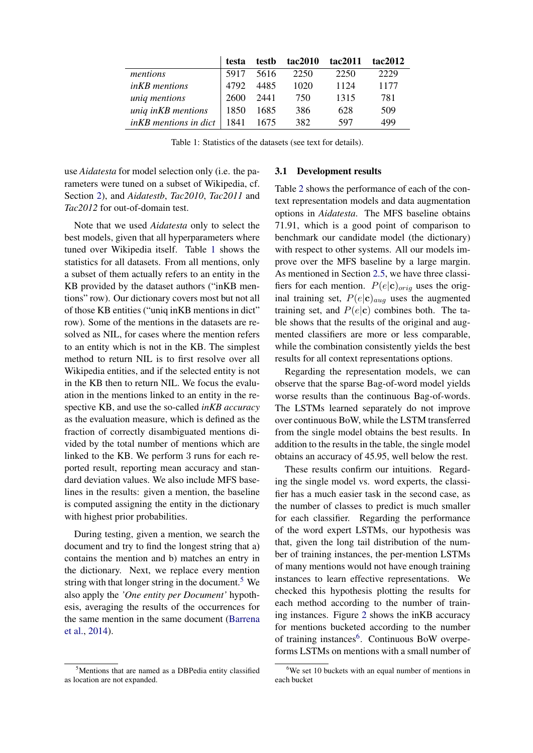|  | **testa** | **testb** | **tac2010** | **tac2011** | **tac2012** |
|---|---|---|---|---|---|
| *mentions* | 5917 | 5616 | 2250 | 2250 | 2229 |
| *inKB mentions* | 4792 | 4485 | 1020 | 1124 | 1177 |
| *uniq mentions* | 2600 | 2441 | 750 | 1315 | 781 |
| *uniq inKB mentions* | 1850 | 1685 | 386 | 628 | 509 |
| *inKB mentions in dict* | 1841 | 1675 | 382 | 597 | 499 |

Table 1: Statistics of the datasets (see text for details).

use *Aidatesta* for model selection only (i.e. the parameters were tuned on a subset of Wikipedia, cf. Section 2), and *Aidatestb*, *Tac2010*, *Tac2011* and *Tac2012* for out-of-domain test.

Note that we used *Aidatesta* only to select the best models, given that all hyperparameters where tuned over Wikipedia itself. Table 1 shows the statistics for all datasets. From all mentions, only a subset of them actually refers to an entity in the KB provided by the dataset authors ("inKB mentions" row). Our dictionary covers most but not all of those KB entities ("uniq inKB mentions in dict" row). Some of the mentions in the datasets are resolved as NIL, for cases where the mention refers to an entity which is not in the KB. The simplest method to return NIL is to first resolve over all Wikipedia entities, and if the selected entity is not in the KB then to return NIL. We focus the evaluation in the mentions linked to an entity in the respective KB, and use the so-called *inKB accuracy* as the evaluation measure, which is defined as the fraction of correctly disambiguated mentions divided by the total number of mentions which are linked to the KB. We perform 3 runs for each reported result, reporting mean accuracy and standard deviation values. We also include MFS baselines in the results: given a mention, the baseline is computed assigning the entity in the dictionary with highest prior probabilities.

During testing, given a mention, we search the document and try to find the longest string that a) contains the mention and b) matches an entry in the dictionary. Next, we replace every mention string with that longer string in the document.[5] We also apply the *'One entity per Document'* hypothesis, averaging the results of the occurrences for the same mention in the same document (Barrena et al., 2014).

### 3.1 Development results

Table 2 shows the performance of each of the context representation models and data augmentation options in *Aidatesta*. The MFS baseline obtains 71.91, which is a good point of comparison to benchmark our candidate model (the dictionary) with respect to other systems. All our models improve over the MFS baseline by a large margin. As mentioned in Section 2.5, we have three classifiers for each mention. $P(e|\mathbf{c})_{orig}$ uses the original training set, $P(e|\mathbf{c})_{aug}$ uses the augmented training set, and $P(e|\mathbf{c})$ combines both. The table shows that the results of the original and augmented classifiers are more or less comparable, while the combination consistently yields the best results for all context representations options.

Regarding the representation models, we can observe that the sparse Bag-of-word model yields worse results than the continuous Bag-of-words. The LSTMs learned separately do not improve over continuous BoW, while the LSTM transferred from the single model obtains the best results. In addition to the results in the table, the single model obtains an accuracy of 45.95, well below the rest.

These results confirm our intuitions. Regarding the single model vs. word experts, the classifier has a much easier task in the second case, as the number of classes to predict is much smaller for each classifier. Regarding the performance of the word expert LSTMs, our hypothesis was that, given the long tail distribution of the number of training instances, the per-mention LSTMs of many mentions would not have enough training instances to learn effective representations. We checked this hypothesis plotting the results for each method according to the number of training instances. Figure 2 shows the inKB accuracy for mentions bucketed according to the number of training instances[6]. Continuous BoW overperforms LSTMs on mentions with a small number of

[5] Mentions that are named as a DBPedia entity classified as location are not expanded.

[6] We set 10 buckets with an equal number of mentions in each bucket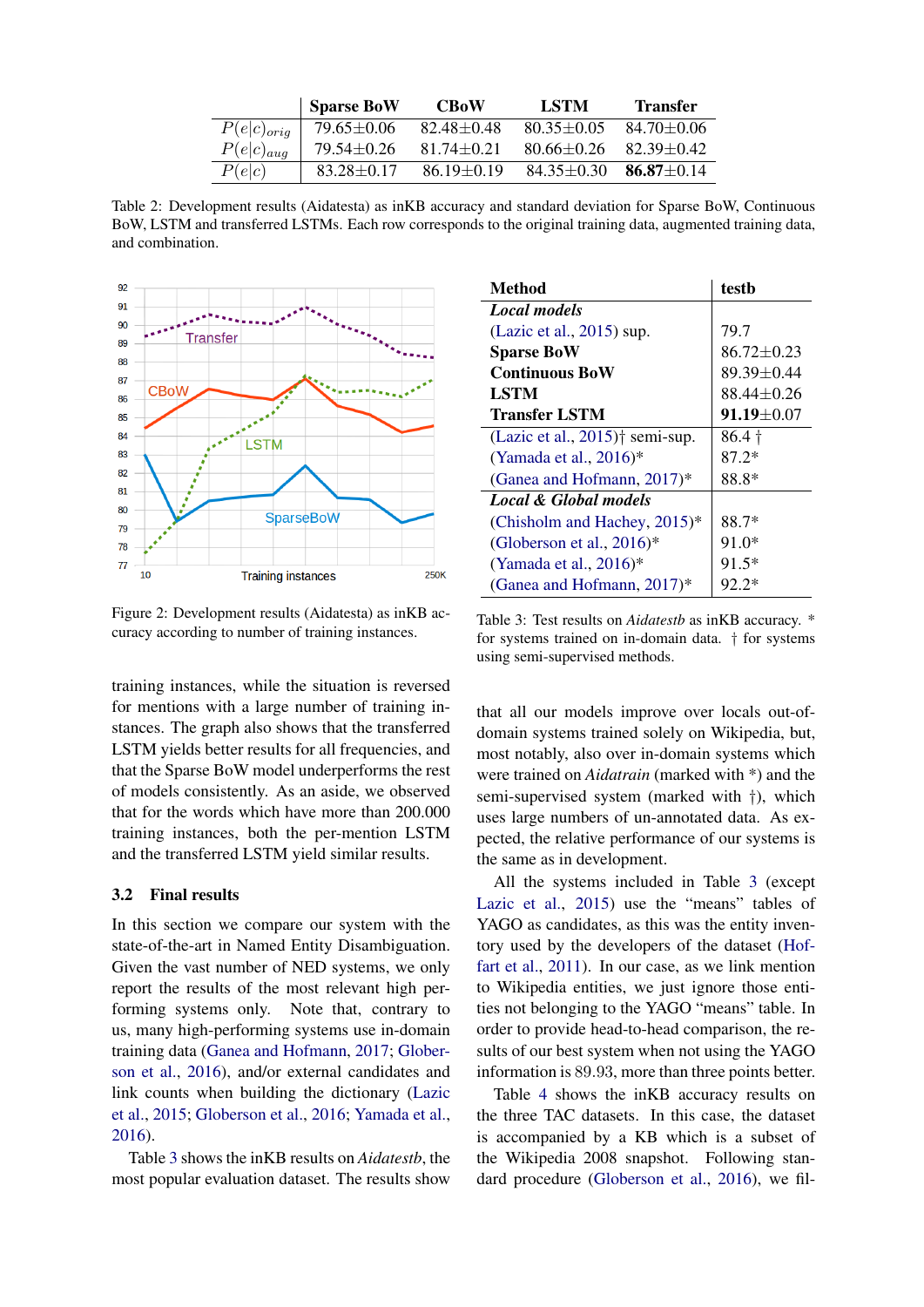|  | Sparse BoW | CBoW | LSTM | Transfer |
|---|---|---|---|---|
| $P(e\|c)_{orig}$ | 79.65±0.06 | 82.48±0.48 | 80.35±0.05 | 84.70±0.06 |
| $P(e\|c)_{aug}$ | 79.54±0.26 | 81.74±0.21 | 80.66±0.26 | 82.39±0.42 |
| $P(e\|c)$ | 83.28±0.17 | 86.19±0.19 | 84.35±0.30 | **86.87**±0.14 |

Table 2: Development results (Aidatesta) as inKB accuracy and standard deviation for Sparse BoW, Continuous BoW, LSTM and transferred LSTMs. Each row corresponds to the original training data, augmented training data, and combination.

Figure 2: Development results (Aidatesta) as inKB accuracy according to number of training instances.

| Method | testb |
|---|---|
| ***Local models*** | |
| (Lazic et al., 2015) sup. | 79.7 |
| **Sparse BoW** | 86.72±0.23 |
| **Continuous BoW** | 89.39±0.44 |
| **LSTM** | 88.44±0.26 |
| **Transfer LSTM** | **91.19**±0.07 |
| (Lazic et al., 2015)† semi-sup. | 86.4 † |
| (Yamada et al., 2016)* | 87.2* |
| (Ganea and Hofmann, 2017)* | 88.8* |
| ***Local & Global models*** | |
| (Chisholm and Hachey, 2015)* | 88.7* |
| (Globerson et al., 2016)* | 91.0* |
| (Yamada et al., 2016)* | 91.5* |
| (Ganea and Hofmann, 2017)* | 92.2* |

Table 3: Test results on *Aidatestb* as inKB accuracy. * for systems trained on in-domain data. † for systems using semi-supervised methods.

training instances, while the situation is reversed for mentions with a large number of training instances. The graph also shows that the transferred LSTM yields better results for all frequencies, and that the Sparse BoW model underperforms the rest of models consistently. As an aside, we observed that for the words which have more than 200.000 training instances, both the per-mention LSTM and the transferred LSTM yield similar results.

### 3.2 Final results

In this section we compare our system with the state-of-the-art in Named Entity Disambiguation. Given the vast number of NED systems, we only report the results of the most relevant high performing systems only. Note that, contrary to us, many high-performing systems use in-domain training data (Ganea and Hofmann, 2017; Globerson et al., 2016), and/or external candidates and link counts when building the dictionary (Lazic et al., 2015; Globerson et al., 2016; Yamada et al., 2016).

Table 3 shows the inKB results on *Aidatestb*, the most popular evaluation dataset. The results show that all our models improve over locals out-of-domain systems trained solely on Wikipedia, but, most notably, also over in-domain systems which were trained on *Aidatrain* (marked with *) and the semi-supervised system (marked with †), which uses large numbers of un-annotated data. As expected, the relative performance of our systems is the same as in development.

All the systems included in Table 3 (except Lazic et al., 2015) use the "means" tables of YAGO as candidates, as this was the entity inventory used by the developers of the dataset (Hoffart et al., 2011). In our case, as we link mention to Wikipedia entities, we just ignore those entities not belonging to the YAGO "means" table. In order to provide head-to-head comparison, the results of our best system when not using the YAGO information is $89.93$, more than three points better.

Table 4 shows the inKB accuracy results on the three TAC datasets. In this case, the dataset is accompanied by a KB which is a subset of the Wikipedia 2008 snapshot. Following standard procedure (Globerson et al., 2016), we fil-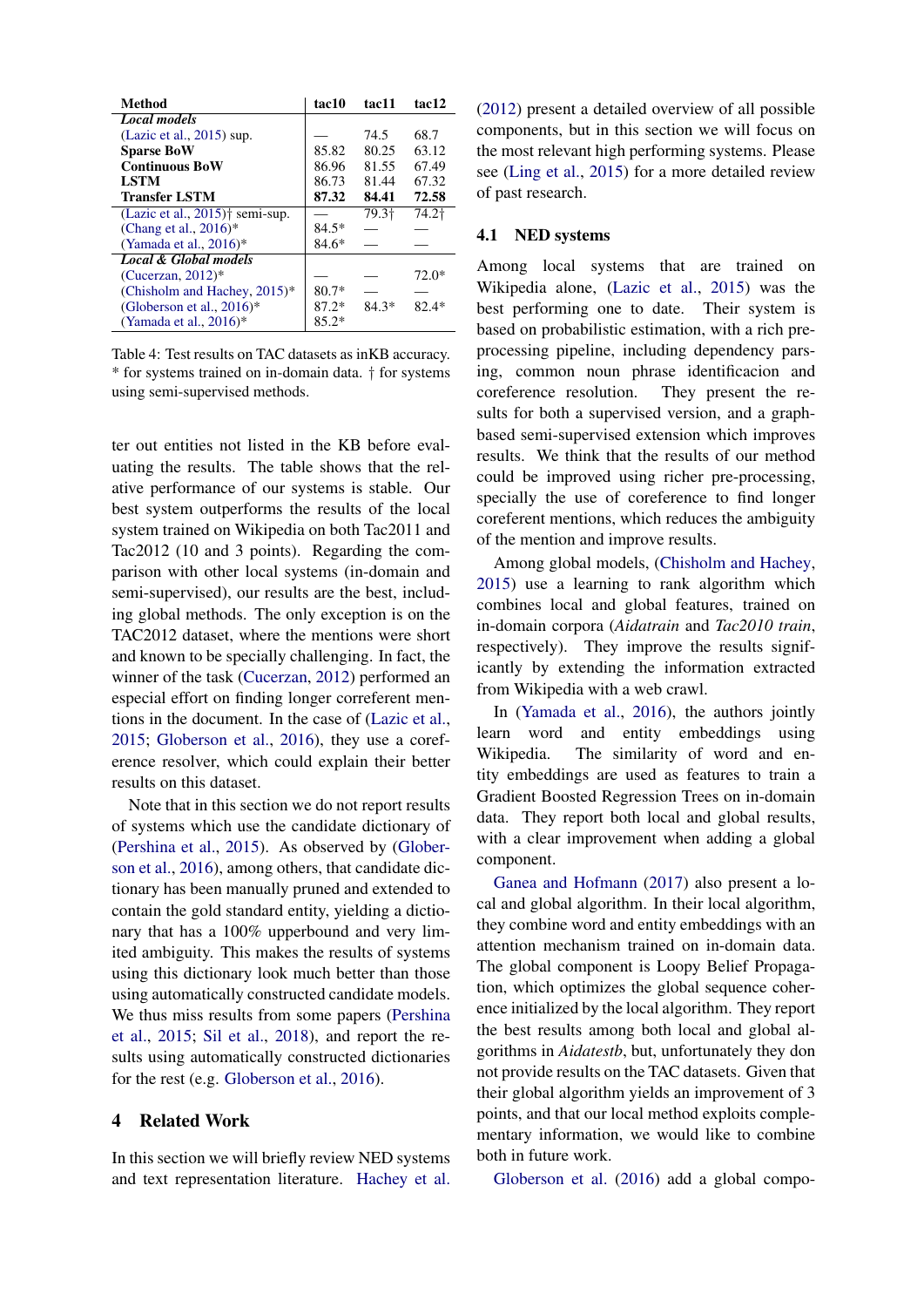| Method | tac10 | tac11 | tac12 |
|---|---|---|---|
| ***Local models*** | | | |
| (Lazic et al., 2015) sup. | — | 74.5 | 68.7 |
| **Sparse BoW** | 85.82 | 80.25 | 63.12 |
| **Continuous BoW** | 86.96 | 81.55 | 67.49 |
| **LSTM** | 86.73 | 81.44 | 67.32 |
| **Transfer LSTM** | **87.32** | **84.41** | **72.58** |
| (Lazic et al., 2015)† semi-sup. | — | 79.3† | 74.2† |
| (Chang et al., 2016)* | 84.5* | — | — |
| (Yamada et al., 2016)* | 84.6* | — | — |
| ***Local & Global models*** | | | |
| (Cucerzan, 2012)* | — | — | 72.0* |
| (Chisholm and Hachey, 2015)* | 80.7* | — | — |
| (Globerson et al., 2016)* | 87.2* | 84.3* | 82.4* |
| (Yamada et al., 2016)* | 85.2* | | |

Table 4: Test results on TAC datasets as inKB accuracy. * for systems trained on in-domain data. † for systems using semi-supervised methods.

ter out entities not listed in the KB before evaluating the results. The table shows that the relative performance of our systems is stable. Our best system outperforms the results of the local system trained on Wikipedia on both Tac2011 and Tac2012 (10 and 3 points). Regarding the comparison with other local systems (in-domain and semi-supervised), our results are the best, including global methods. The only exception is on the TAC2012 dataset, where the mentions were short and known to be specially challenging. In fact, the winner of the task (Cucerzan, 2012) performed an especial effort on finding longer correferent mentions in the document. In the case of (Lazic et al., 2015; Globerson et al., 2016), they use a coreference resolver, which could explain their better results on this dataset.

Note that in this section we do not report results of systems which use the candidate dictionary of (Pershina et al., 2015). As observed by (Globerson et al., 2016), among others, that candidate dictionary has been manually pruned and extended to contain the gold standard entity, yielding a dictionary that has a 100% upperbound and very limited ambiguity. This makes the results of systems using this dictionary look much better than those using automatically constructed candidate models. We thus miss results from some papers (Pershina et al., 2015; Sil et al., 2018), and report the results using automatically constructed dictionaries for the rest (e.g. Globerson et al., 2016).

## 4 Related Work

In this section we will briefly review NED systems and text representation literature. Hachey et al. (2012) present a detailed overview of all possible components, but in this section we will focus on the most relevant high performing systems. Please see (Ling et al., 2015) for a more detailed review of past research.

### 4.1 NED systems

Among local systems that are trained on Wikipedia alone, (Lazic et al., 2015) was the best performing one to date. Their system is based on probabilistic estimation, with a rich preprocessing pipeline, including dependency parsing, common noun phrase identificacion and coreference resolution. They present the results for both a supervised version, and a graph-based semi-supervised extension which improves results. We think that the results of our method could be improved using richer pre-processing, specially the use of coreference to find longer coreferent mentions, which reduces the ambiguity of the mention and improve results.

Among global models, (Chisholm and Hachey, 2015) use a learning to rank algorithm which combines local and global features, trained on in-domain corpora (*Aidatrain* and *Tac2010 train*, respectively). They improve the results significantly by extending the information extracted from Wikipedia with a web crawl.

In (Yamada et al., 2016), the authors jointly learn word and entity embeddings using Wikipedia. The similarity of word and entity embeddings are used as features to train a Gradient Boosted Regression Trees on in-domain data. They report both local and global results, with a clear improvement when adding a global component.

Ganea and Hofmann (2017) also present a local and global algorithm. In their local algorithm, they combine word and entity embeddings with an attention mechanism trained on in-domain data. The global component is Loopy Belief Propagation, which optimizes the global sequence coherence initialized by the local algorithm. They report the best results among both local and global algorithms in *Aidatestb*, but, unfortunately they don not provide results on the TAC datasets. Given that their global algorithm yields an improvement of 3 points, and that our local method exploits complementary information, we would like to combine both in future work.

Globerson et al. (2016) add a global compo-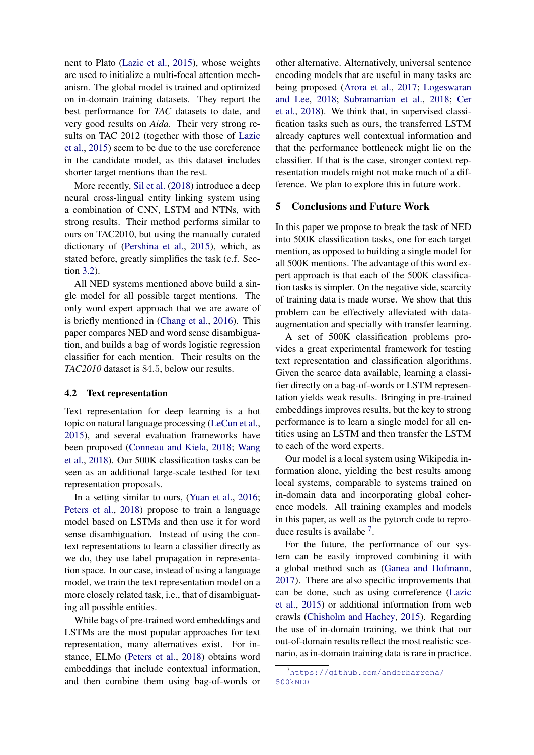nent to Plato (Lazic et al., 2015), whose weights are used to initialize a multi-focal attention mechanism. The global model is trained and optimized on in-domain training datasets. They report the best performance for *TAC* datasets to date, and very good results on *Aida*. Their very strong results on TAC 2012 (together with those of Lazic et al., 2015) seem to be due to the use coreference in the candidate model, as this dataset includes shorter target mentions than the rest.

More recently, Sil et al. (2018) introduce a deep neural cross-lingual entity linking system using a combination of CNN, LSTM and NTNs, with strong results. Their method performs similar to ours on TAC2010, but using the manually curated dictionary of (Pershina et al., 2015), which, as stated before, greatly simplifies the task (c.f. Section 3.2).

All NED systems mentioned above build a single model for all possible target mentions. The only word expert approach that we are aware of is briefly mentioned in (Chang et al., 2016). This paper compares NED and word sense disambiguation, and builds a bag of words logistic regression classifier for each mention. Their results on the *TAC2010* dataset is 84.5, below our results.

### 4.2 Text representation

Text representation for deep learning is a hot topic on natural language processing (LeCun et al., 2015), and several evaluation frameworks have been proposed (Conneau and Kiela, 2018; Wang et al., 2018). Our 500K classification tasks can be seen as an additional large-scale testbed for text representation proposals.

In a setting similar to ours, (Yuan et al., 2016; Peters et al., 2018) propose to train a language model based on LSTMs and then use it for word sense disambiguation. Instead of using the context representations to learn a classifier directly as we do, they use label propagation in representation space. In our case, instead of using a language model, we train the text representation model on a more closely related task, i.e., that of disambiguating all possible entities.

While bags of pre-trained word embeddings and LSTMs are the most popular approaches for text representation, many alternatives exist. For instance, ELMo (Peters et al., 2018) obtains word embeddings that include contextual information, and then combine them using bag-of-words or other alternative. Alternatively, universal sentence encoding models that are useful in many tasks are being proposed (Arora et al., 2017; Logeswaran and Lee, 2018; Subramanian et al., 2018; Cer et al., 2018). We think that, in supervised classification tasks such as ours, the transferred LSTM already captures well contextual information and that the performance bottleneck might lie on the classifier. If that is the case, stronger context representation models might not make much of a difference. We plan to explore this in future work.

## 5 Conclusions and Future Work

In this paper we propose to break the task of NED into 500K classification tasks, one for each target mention, as opposed to building a single model for all 500K mentions. The advantage of this word expert approach is that each of the 500K classification tasks is simpler. On the negative side, scarcity of training data is made worse. We show that this problem can be effectively alleviated with data-augmentation and specially with transfer learning.

A set of 500K classification problems provides a great experimental framework for testing text representation and classification algorithms. Given the scarce data available, learning a classifier directly on a bag-of-words or LSTM representation yields weak results. Bringing in pre-trained embeddings improves results, but the key to strong performance is to learn a single model for all entities using an LSTM and then transfer the LSTM to each of the word experts.

Our model is a local system using Wikipedia information alone, yielding the best results among local systems, comparable to systems trained on in-domain data and incorporating global coherence models. All training examples and models in this paper, as well as the pytorch code to reproduce results is availabe [7].

For the future, the performance of our system can be easily improved combining it with a global method such as (Ganea and Hofmann, 2017). There are also specific improvements that can be done, such as using correference (Lazic et al., 2015) or additional information from web crawls (Chisholm and Hachey, 2015). Regarding the use of in-domain training, we think that our out-of-domain results reflect the most realistic scenario, as in-domain training data is rare in practice.

[7] https://github.com/anderbarrena/500kNED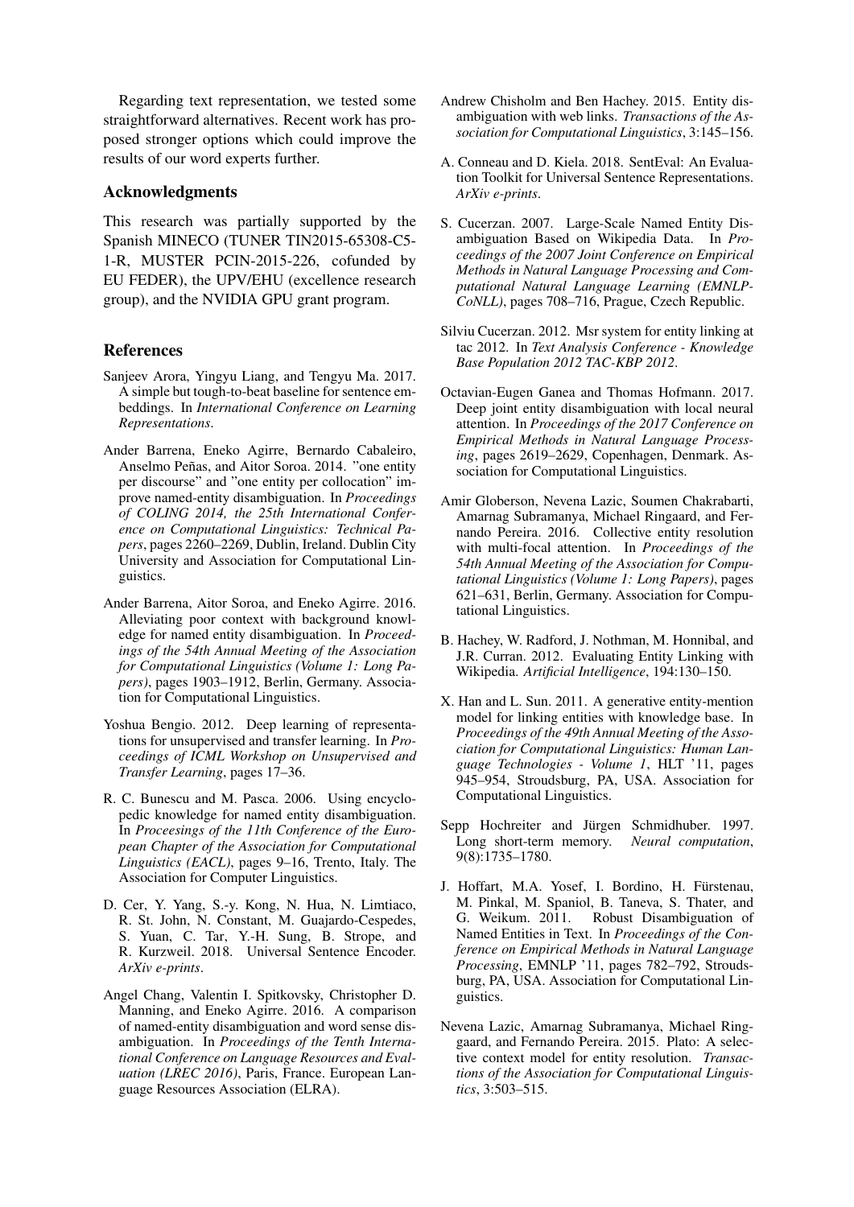Regarding text representation, we tested some straightforward alternatives. Recent work has proposed stronger options which could improve the results of our word experts further.

## Acknowledgments

This research was partially supported by the Spanish MINECO (TUNER TIN2015-65308-C5-1-R, MUSTER PCIN-2015-226, cofunded by EU FEDER), the UPV/EHU (excellence research group), and the NVIDIA GPU grant program.

## References

Sanjeev Arora, Yingyu Liang, and Tengyu Ma. 2017. A simple but tough-to-beat baseline for sentence embeddings. In *International Conference on Learning Representations*.

Ander Barrena, Eneko Agirre, Bernardo Cabaleiro, Anselmo Peñas, and Aitor Soroa. 2014. "one entity per discourse" and "one entity per collocation" improve named-entity disambiguation. In *Proceedings of COLING 2014, the 25th International Conference on Computational Linguistics: Technical Papers*, pages 2260–2269, Dublin, Ireland. Dublin City University and Association for Computational Linguistics.

Ander Barrena, Aitor Soroa, and Eneko Agirre. 2016. Alleviating poor context with background knowledge for named entity disambiguation. In *Proceedings of the 54th Annual Meeting of the Association for Computational Linguistics (Volume 1: Long Papers)*, pages 1903–1912, Berlin, Germany. Association for Computational Linguistics.

Yoshua Bengio. 2012. Deep learning of representations for unsupervised and transfer learning. In *Proceedings of ICML Workshop on Unsupervised and Transfer Learning*, pages 17–36.

R. C. Bunescu and M. Pasca. 2006. Using encyclopedic knowledge for named entity disambiguation. In *Proceesings of the 11th Conference of the European Chapter of the Association for Computational Linguistics (EACL)*, pages 9–16, Trento, Italy. The Association for Computer Linguistics.

D. Cer, Y. Yang, S.-y. Kong, N. Hua, N. Limtiaco, R. St. John, N. Constant, M. Guajardo-Cespedes, S. Yuan, C. Tar, Y.-H. Sung, B. Strope, and R. Kurzweil. 2018. Universal Sentence Encoder. *ArXiv e-prints*.

Angel Chang, Valentin I. Spitkovsky, Christopher D. Manning, and Eneko Agirre. 2016. A comparison of named-entity disambiguation and word sense disambiguation. In *Proceedings of the Tenth International Conference on Language Resources and Evaluation (LREC 2016)*, Paris, France. European Language Resources Association (ELRA).

Andrew Chisholm and Ben Hachey. 2015. Entity disambiguation with web links. *Transactions of the Association for Computational Linguistics*, 3:145–156.

A. Conneau and D. Kiela. 2018. SentEval: An Evaluation Toolkit for Universal Sentence Representations. *ArXiv e-prints*.

S. Cucerzan. 2007. Large-Scale Named Entity Disambiguation Based on Wikipedia Data. In *Proceedings of the 2007 Joint Conference on Empirical Methods in Natural Language Processing and Computational Natural Language Learning (EMNLP-CoNLL)*, pages 708–716, Prague, Czech Republic.

Silviu Cucerzan. 2012. Msr system for entity linking at tac 2012. In *Text Analysis Conference - Knowledge Base Population 2012 TAC-KBP 2012*.

Octavian-Eugen Ganea and Thomas Hofmann. 2017. Deep joint entity disambiguation with local neural attention. In *Proceedings of the 2017 Conference on Empirical Methods in Natural Language Processing*, pages 2619–2629, Copenhagen, Denmark. Association for Computational Linguistics.

Amir Globerson, Nevena Lazic, Soumen Chakrabarti, Amarnag Subramanya, Michael Ringaard, and Fernando Pereira. 2016. Collective entity resolution with multi-focal attention. In *Proceedings of the 54th Annual Meeting of the Association for Computational Linguistics (Volume 1: Long Papers)*, pages 621–631, Berlin, Germany. Association for Computational Linguistics.

B. Hachey, W. Radford, J. Nothman, M. Honnibal, and J.R. Curran. 2012. Evaluating Entity Linking with Wikipedia. *Artificial Intelligence*, 194:130–150.

X. Han and L. Sun. 2011. A generative entity-mention model for linking entities with knowledge base. In *Proceedings of the 49th Annual Meeting of the Association for Computational Linguistics: Human Language Technologies - Volume 1*, HLT '11, pages 945–954, Stroudsburg, PA, USA. Association for Computational Linguistics.

Sepp Hochreiter and Jürgen Schmidhuber. 1997. Long short-term memory. *Neural computation*, 9(8):1735–1780.

J. Hoffart, M.A. Yosef, I. Bordino, H. Fürstenau, M. Pinkal, M. Spaniol, B. Taneva, S. Thater, and G. Weikum. 2011. Robust Disambiguation of Named Entities in Text. In *Proceedings of the Conference on Empirical Methods in Natural Language Processing*, EMNLP '11, pages 782–792, Stroudsburg, PA, USA. Association for Computational Linguistics.

Nevena Lazic, Amarnag Subramanya, Michael Ringgaard, and Fernando Pereira. 2015. Plato: A selective context model for entity resolution. *Transactions of the Association for Computational Linguistics*, 3:503–515.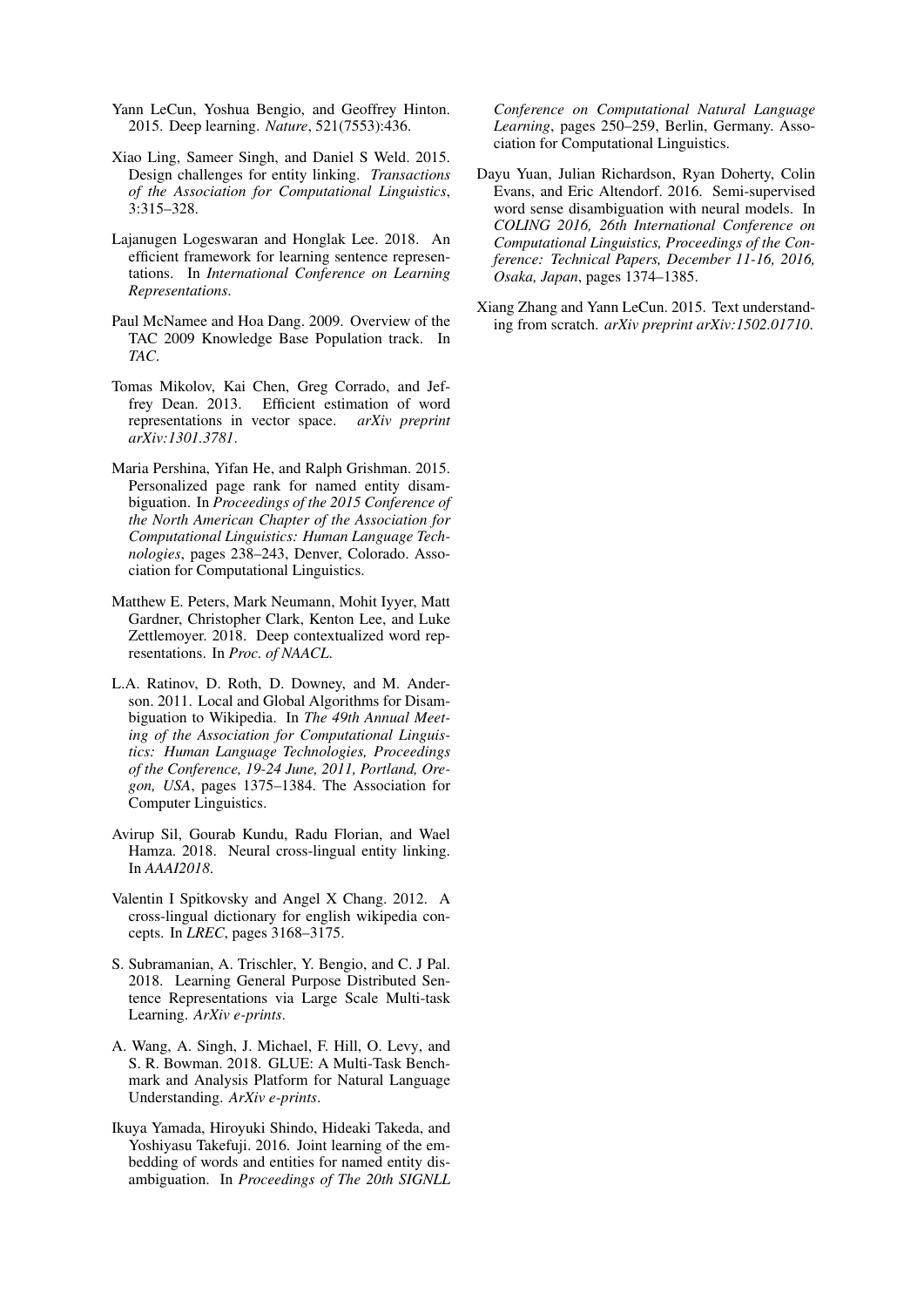Yann LeCun, Yoshua Bengio, and Geoffrey Hinton. 2015. Deep learning. *Nature*, 521(7553):436.

Xiao Ling, Sameer Singh, and Daniel S Weld. 2015. Design challenges for entity linking. *Transactions of the Association for Computational Linguistics*, 3:315–328.

Lajanugen Logeswaran and Honglak Lee. 2018. An efficient framework for learning sentence representations. In *International Conference on Learning Representations*.

Paul McNamee and Hoa Dang. 2009. Overview of the TAC 2009 Knowledge Base Population track. In *TAC*.

Tomas Mikolov, Kai Chen, Greg Corrado, and Jeffrey Dean. 2013. Efficient estimation of word representations in vector space. *arXiv preprint arXiv:1301.3781*.

Maria Pershina, Yifan He, and Ralph Grishman. 2015. Personalized page rank for named entity disambiguation. In *Proceedings of the 2015 Conference of the North American Chapter of the Association for Computational Linguistics: Human Language Technologies*, pages 238–243, Denver, Colorado. Association for Computational Linguistics.

Matthew E. Peters, Mark Neumann, Mohit Iyyer, Matt Gardner, Christopher Clark, Kenton Lee, and Luke Zettlemoyer. 2018. Deep contextualized word representations. In *Proc. of NAACL*.

L.A. Ratinov, D. Roth, D. Downey, and M. Anderson. 2011. Local and Global Algorithms for Disambiguation to Wikipedia. In *The 49th Annual Meeting of the Association for Computational Linguistics: Human Language Technologies, Proceedings of the Conference, 19-24 June, 2011, Portland, Oregon, USA*, pages 1375–1384. The Association for Computer Linguistics.

Avirup Sil, Gourab Kundu, Radu Florian, and Wael Hamza. 2018. Neural cross-lingual entity linking. In *AAAI2018*.

Valentin I Spitkovsky and Angel X Chang. 2012. A cross-lingual dictionary for english wikipedia concepts. In *LREC*, pages 3168–3175.

S. Subramanian, A. Trischler, Y. Bengio, and C. J Pal. 2018. Learning General Purpose Distributed Sentence Representations via Large Scale Multi-task Learning. *ArXiv e-prints*.

A. Wang, A. Singh, J. Michael, F. Hill, O. Levy, and S. R. Bowman. 2018. GLUE: A Multi-Task Benchmark and Analysis Platform for Natural Language Understanding. *ArXiv e-prints*.

Ikuya Yamada, Hiroyuki Shindo, Hideaki Takeda, and Yoshiyasu Takefuji. 2016. Joint learning of the embedding of words and entities for named entity disambiguation. In *Proceedings of The 20th SIGNLL Conference on Computational Natural Language Learning*, pages 250–259, Berlin, Germany. Association for Computational Linguistics.

Dayu Yuan, Julian Richardson, Ryan Doherty, Colin Evans, and Eric Altendorf. 2016. Semi-supervised word sense disambiguation with neural models. In *COLING 2016, 26th International Conference on Computational Linguistics, Proceedings of the Conference: Technical Papers, December 11-16, 2016, Osaka, Japan*, pages 1374–1385.

Xiang Zhang and Yann LeCun. 2015. Text understanding from scratch. *arXiv preprint arXiv:1502.01710*.